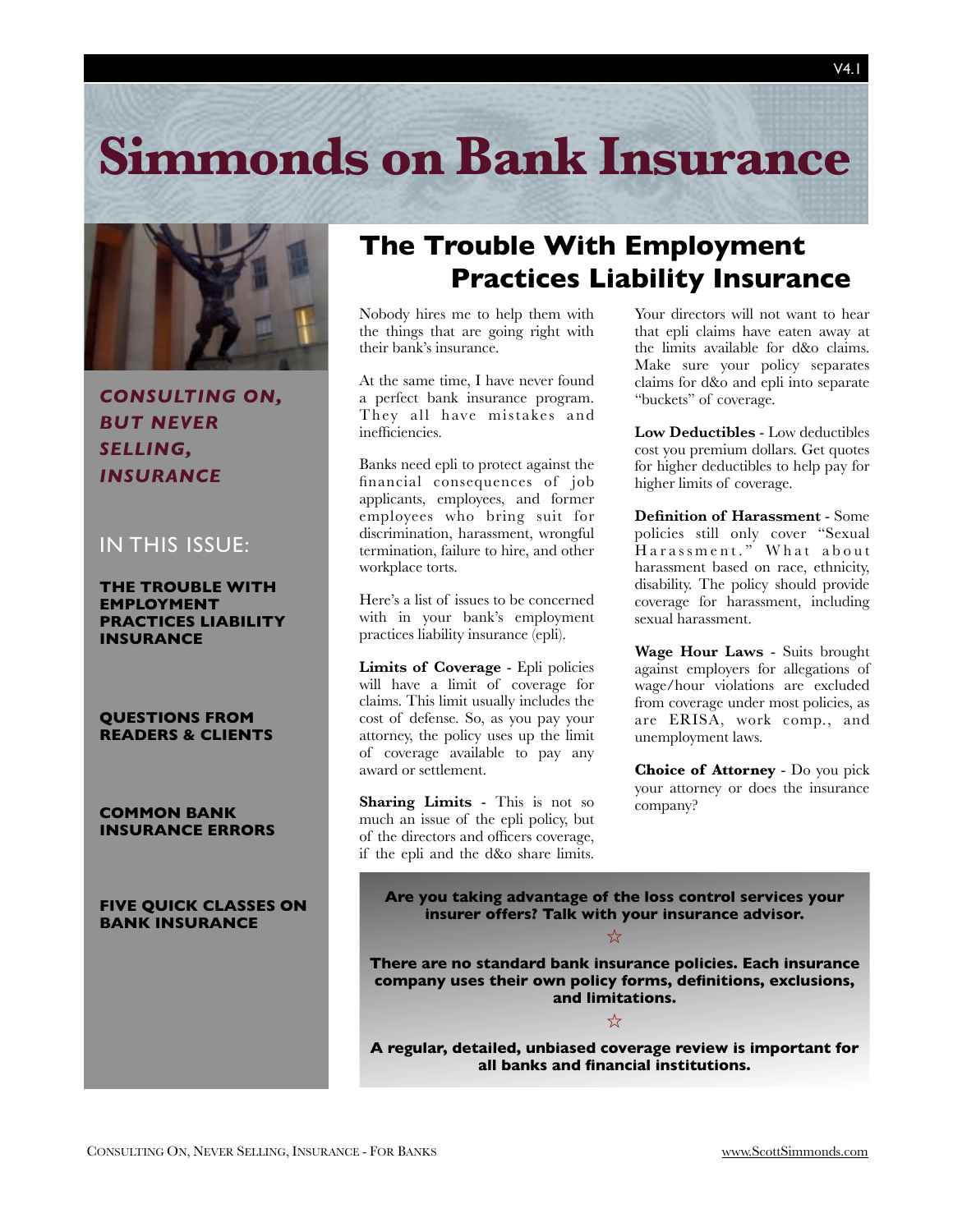# Simmonds on Bank Insurance

*CONSULTING ON, BUT NEVER SELLING, INSURANCE*

IN THIS ISSUE:

**THE TROUBLE WITH EMPLOYMENT PRACTICES LIABILITY INSURANCE**

**QUESTIONS FROM READERS & CLIENTS**

**COMMON BANK INSURANCE ERRORS**

**FIVE QUICK CLASSES ON BANK INSURANCE**

## The Trouble With Employment Practices Liability Insurance

Nobody hires me to help them with the things that are going right with their bank's insurance.

At the same time, I have never found a perfect bank insurance program. They all have mistakes and inefficiencies.

Banks need epli to protect against the financial consequences of job applicants, employees, and former employees who bring suit for discrimination, harassment, wrongful termination, failure to hire, and other workplace torts.

Here's a list of issues to be concerned with in your bank's employment practices liability insurance (epli).

**Limits of Coverage** - Epli policies will have a limit of coverage for claims. This limit usually includes the cost of defense. So, as you pay your attorney, the policy uses up the limit of coverage available to pay any award or settlement.

**Sharing Limits** - This is not so much an issue of the epli policy, but of the directors and officers coverage, if the epli and the d&o share limits. Your directors will not want to hear that epli claims have eaten away at the limits available for d&o claims. Make sure your policy separates claims for d&o and epli into separate "buckets" of coverage.

**Low Deductibles** - Low deductibles cost you premium dollars. Get quotes for higher deductibles to help pay for higher limits of coverage.

**Definition of Harassment** - Some policies still only cover "Sexual Harassment." What about harassment based on race, ethnicity, disability. The policy should provide coverage for harassment, including sexual harassment.

**Wage Hour Laws** - Suits brought against employers for allegations of wage/hour violations are excluded from coverage under most policies, as are ERISA, work comp., and unemployment laws.

**Choice of Attorney** - Do you pick your attorney or does the insurance company?

**Are you taking advantage of the loss control services your insurer offers? Talk with your insurance advisor.**

☆

**There are no standard bank insurance policies. Each insurance company uses their own policy forms, definitions, exclusions, and limitations.**

☆

**A regular, detailed, unbiased coverage review is important for all banks and financial institutions.**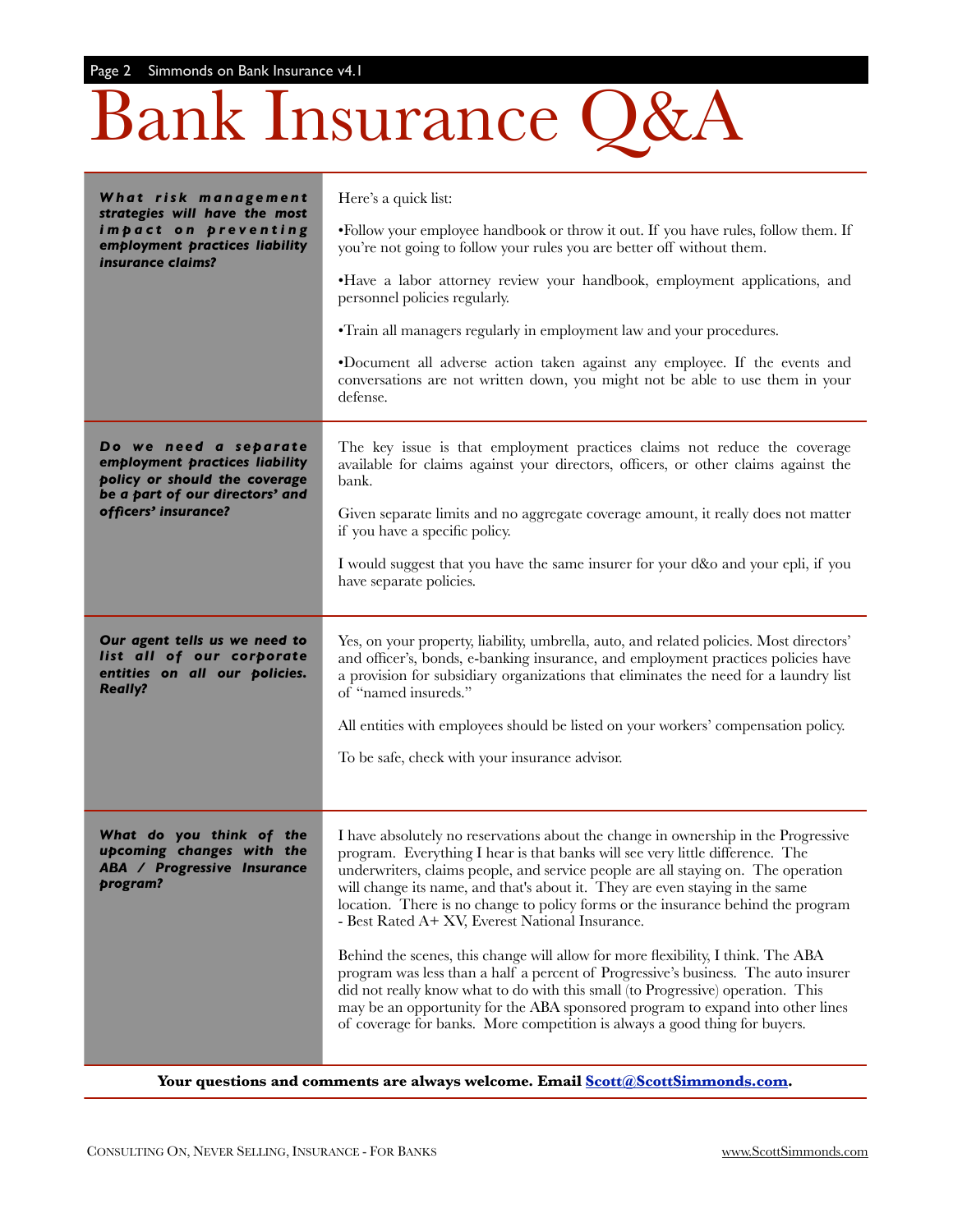# Bank Insurance Q&A

***What risk management strategies will have the most impact on preventing employment practices liability insurance claims?***

Here's a quick list:

- Follow your employee handbook or throw it out. If you have rules, follow them. If you're not going to follow your rules you are better off without them.
- Have a labor attorney review your handbook, employment applications, and personnel policies regularly.
- Train all managers regularly in employment law and your procedures.
- Document all adverse action taken against any employee. If the events and conversations are not written down, you might not be able to use them in your defense.

***Do we need a separate employment practices liability policy or should the coverage be a part of our directors' and officers' insurance?***

The key issue is that employment practices claims not reduce the coverage available for claims against your directors, officers, or other claims against the bank.

Given separate limits and no aggregate coverage amount, it really does not matter if you have a specific policy.

I would suggest that you have the same insurer for your d&o and your epli, if you have separate policies.

***Our agent tells us we need to list all of our corporate entities on all our policies. Really?***

Yes, on your property, liability, umbrella, auto, and related policies. Most directors' and officer's, bonds, e-banking insurance, and employment practices policies have a provision for subsidiary organizations that eliminates the need for a laundry list of "named insureds."

All entities with employees should be listed on your workers' compensation policy.

To be safe, check with your insurance advisor.

***What do you think of the upcoming changes with the ABA / Progressive Insurance program?***

I have absolutely no reservations about the change in ownership in the Progressive program. Everything I hear is that banks will see very little difference. The underwriters, claims people, and service people are all staying on. The operation will change its name, and that's about it. They are even staying in the same location. There is no change to policy forms or the insurance behind the program - Best Rated A+ XV, Everest National Insurance.

Behind the scenes, this change will allow for more flexibility, I think. The ABA program was less than a half a percent of Progressive's business. The auto insurer did not really know what to do with this small (to Progressive) operation. This may be an opportunity for the ABA sponsored program to expand into other lines of coverage for banks. More competition is always a good thing for buyers.

**Your questions and comments are always welcome. Email [Scott@ScottSimmonds.com](mailto:Scott@ScottSimmonds.com).**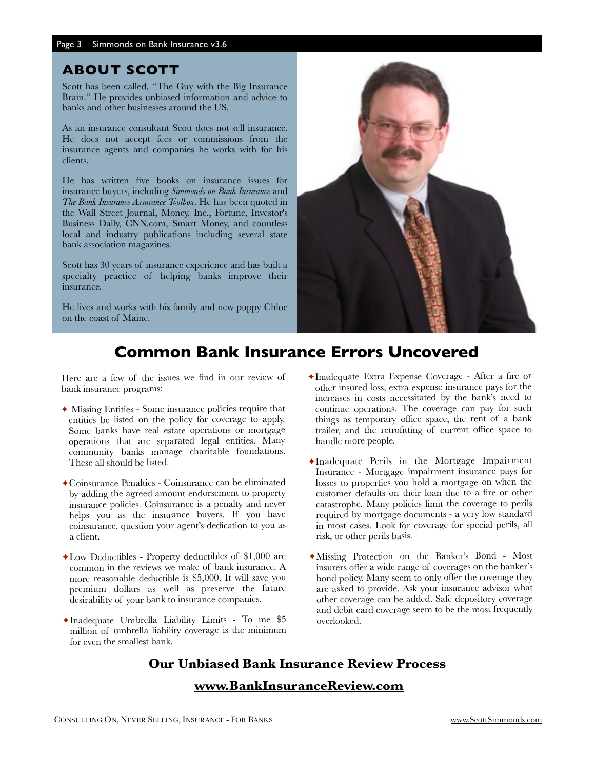## ABOUT SCOTT

Scott has been called, "The Guy with the Big Insurance Brain." He provides unbiased information and advice to banks and other businesses around the US.

As an insurance consultant Scott does not sell insurance. He does not accept fees or commissions from the insurance agents and companies he works with for his clients.

He has written five books on insurance issues for insurance buyers, including *Simmonds on Bank Insurance* and *The Bank Insurance Assurance Toolbox*. He has been quoted in the Wall Street Journal, Money, Inc., Fortune, Investor's Business Daily, CNN.com, Smart Money, and countless local and industry publications including several state bank association magazines.

Scott has 30 years of insurance experience and has built a specialty practice of helping banks improve their insurance.

He lives and works with his family and new puppy Chloe on the coast of Maine.

# Common Bank Insurance Errors Uncovered

Here are a few of the issues we find in our review of bank insurance programs:

- Missing Entities - Some insurance policies require that entities be listed on the policy for coverage to apply. Some banks have real estate operations or mortgage operations that are separated legal entities. Many community banks manage charitable foundations. These all should be listed.
- Coinsurance Penalties - Coinsurance can be eliminated by adding the agreed amount endorsement to property insurance policies. Coinsurance is a penalty and never helps you as the insurance buyers. If you have coinsurance, question your agent's dedication to you as a client.
- Low Deductibles - Property deductibles of $1,000 are common in the reviews we make of bank insurance. A more reasonable deductible is $5,000. It will save you premium dollars as well as preserve the future desirability of your bank to insurance companies.
- Inadequate Umbrella Liability Limits - To me $5 million of umbrella liability coverage is the minimum for even the smallest bank.
- Inadequate Extra Expense Coverage - After a fire or other insured loss, extra expense insurance pays for the increases in costs necessitated by the bank's need to continue operations. The coverage can pay for such things as temporary office space, the rent of a bank trailer, and the retrofitting of current office space to handle more people.
- Inadequate Perils in the Mortgage Impairment Insurance - Mortgage impairment insurance pays for losses to properties you hold a mortgage on when the customer defaults on their loan due to a fire or other catastrophe. Many policies limit the coverage to perils required by mortgage documents - a very low standard in most cases. Look for coverage for special perils, all risk, or other perils basis.
- Missing Protection on the Banker's Bond - Most insurers offer a wide range of coverages on the banker's bond policy. Many seem to only offer the coverage they are asked to provide. Ask your insurance advisor what other coverage can be added. Safe depository coverage and debit card coverage seem to be the most frequently overlooked.

**Our Unbiased Bank Insurance Review Process**

**www.BankInsuranceReview.com**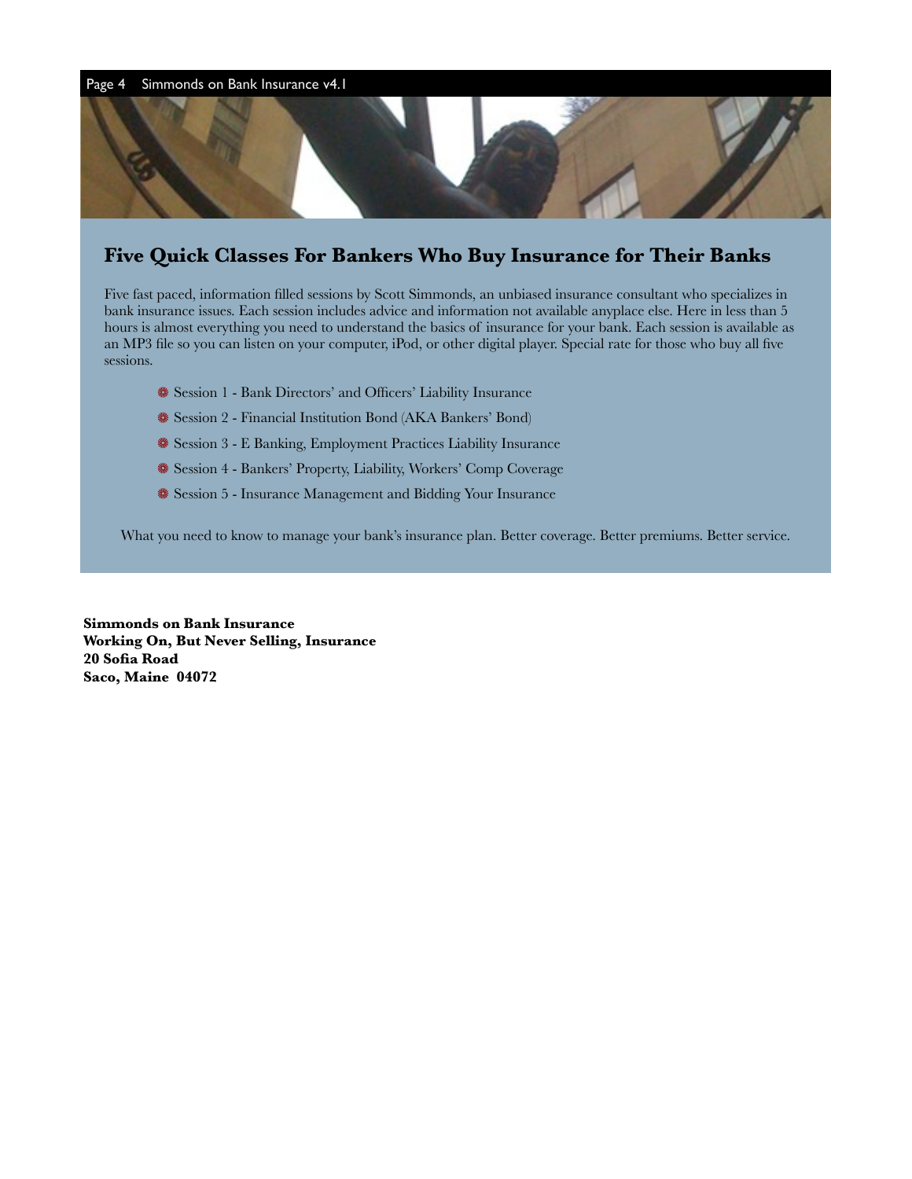## Five Quick Classes For Bankers Who Buy Insurance for Their Banks

Five fast paced, information filled sessions by Scott Simmonds, an unbiased insurance consultant who specializes in bank insurance issues. Each session includes advice and information not available anyplace else. Here in less than 5 hours is almost everything you need to understand the basics of insurance for your bank. Each session is available as an MP3 file so you can listen on your computer, iPod, or other digital player. Special rate for those who buy all five sessions.

- Session 1 - Bank Directors' and Officers' Liability Insurance
- Session 2 - Financial Institution Bond (AKA Bankers' Bond)
- Session 3 - E Banking, Employment Practices Liability Insurance
- Session 4 - Bankers' Property, Liability, Workers' Comp Coverage
- Session 5 - Insurance Management and Bidding Your Insurance

What you need to know to manage your bank's insurance plan. Better coverage. Better premiums. Better service.

**Simmonds on Bank Insurance**
**Working On, But Never Selling, Insurance**
**20 Sofia Road**
**Saco, Maine 04072**